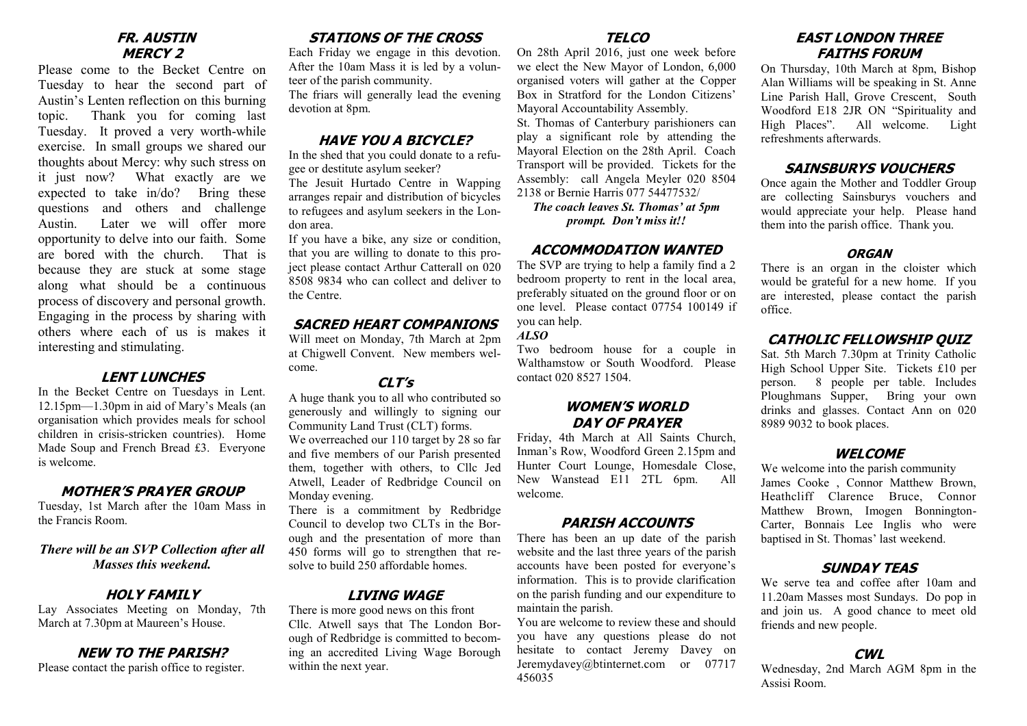## FR. AUSTIN MERCY 2

Please come to the Becket Centre on Tuesday to hear the second part of Austin's Lenten reflection on this burning topic. Thank you for coming last Tuesday. It proved a very worth-while exercise. In small groups we shared our thoughts about Mercy: why such stress on it just now? What exactly are we expected to take in/do? Bring these questions and others and challenge Austin. Later we will offer more opportunity to delve into our faith. Some are bored with the church. That is because they are stuck at some stage along what should be a continuous process of discovery and personal growth. Engaging in the process by sharing with others where each of us is makes it interesting and stimulating.

## LENT LUNCHES

In the Becket Centre on Tuesdays in Lent. 12.15pm—1.30pm in aid of Mary's Meals (an organisation which provides meals for school children in crisis-stricken countries). Home Made Soup and French Bread £3. Everyone is welcome.

## MOTHER'S PRAYER GROUP

Tuesday, 1st March after the 10am Mass in the Francis Room.

***There will be an SVP Collection after all Masses this weekend.***

## HOLY FAMILY

Lay Associates Meeting on Monday, 7th March at 7.30pm at Maureen's House.

## NEW TO THE PARISH?

Please contact the parish office to register.

## STATIONS OF THE CROSS

Each Friday we engage in this devotion. After the 10am Mass it is led by a volunteer of the parish community.

The friars will generally lead the evening devotion at 8pm.

## HAVE YOU A BICYCLE?

In the shed that you could donate to a refugee or destitute asylum seeker?

The Jesuit Hurtado Centre in Wapping arranges repair and distribution of bicycles to refugees and asylum seekers in the London area.

If you have a bike, any size or condition, that you are willing to donate to this project please contact Arthur Catterall on 020 8508 9834 who can collect and deliver to the Centre.

## SACRED HEART COMPANIONS

Will meet on Monday, 7th March at 2pm at Chigwell Convent. New members welcome.

## CLT's

A huge thank you to all who contributed so generously and willingly to signing our Community Land Trust (CLT) forms.

We overreached our 110 target by 28 so far and five members of our Parish presented them, together with others, to Cllc Jed Atwell, Leader of Redbridge Council on Monday evening.

There is a commitment by Redbridge Council to develop two CLTs in the Borough and the presentation of more than 450 forms will go to strengthen that resolve to build 250 affordable homes.

## LIVING WAGE

There is more good news on this front

Cllc. Atwell says that The London Borough of Redbridge is committed to becoming an accredited Living Wage Borough within the next year.

## TELCO

On 28th April 2016, just one week before we elect the New Mayor of London, 6,000 organised voters will gather at the Copper Box in Stratford for the London Citizens' Mayoral Accountability Assembly.

St. Thomas of Canterbury parishioners can play a significant role by attending the Mayoral Election on the 28th April. Coach Transport will be provided. Tickets for the Assembly: call Angela Meyler 020 8504 2138 or Bernie Harris 077 54477532/

***The coach leaves St. Thomas' at 5pm prompt. Don't miss it!!***

## ACCOMMODATION WANTED

The SVP are trying to help a family find a 2 bedroom property to rent in the local area, preferably situated on the ground floor or on one level. Please contact 07754 100149 if you can help.

***ALSO***

Two bedroom house for a couple in Walthamstow or South Woodford. Please contact 020 8527 1504.

## WOMEN'S WORLD DAY OF PRAYER

Friday, 4th March at All Saints Church, Inman's Row, Woodford Green 2.15pm and Hunter Court Lounge, Homesdale Close, New Wanstead E11 2TL 6pm. All welcome.

## PARISH ACCOUNTS

There has been an up date of the parish website and the last three years of the parish accounts have been posted for everyone's information. This is to provide clarification on the parish funding and our expenditure to maintain the parish.

You are welcome to review these and should you have any questions please do not hesitate to contact Jeremy Davey on Jeremydavey@btinternet.com or 07717 456035

## EAST LONDON THREE FAITHS FORUM

On Thursday, 10th March at 8pm, Bishop Alan Williams will be speaking in St. Anne Line Parish Hall, Grove Crescent, South Woodford E18 2JR ON "Spirituality and High Places". All welcome. Light refreshments afterwards.

## SAINSBURYS VOUCHERS

Once again the Mother and Toddler Group are collecting Sainsburys vouchers and would appreciate your help. Please hand them into the parish office. Thank you.

## ORGAN

There is an organ in the cloister which would be grateful for a new home. If you are interested, please contact the parish office.

## CATHOLIC FELLOWSHIP QUIZ

Sat. 5th March 7.30pm at Trinity Catholic High School Upper Site. Tickets £10 per person. 8 people per table. Includes Ploughmans Supper, Bring your own drinks and glasses. Contact Ann on 020 8989 9032 to book places.

## WELCOME

We welcome into the parish community James Cooke , Connor Matthew Brown, Heathcliff Clarence Bruce, Connor Matthew Brown, Imogen Bonnington-Carter, Bonnais Lee Inglis who were baptised in St. Thomas' last weekend.

## SUNDAY TEAS

We serve tea and coffee after 10am and 11.20am Masses most Sundays. Do pop in and join us. A good chance to meet old friends and new people.

## CWL

Wednesday, 2nd March AGM 8pm in the Assisi Room.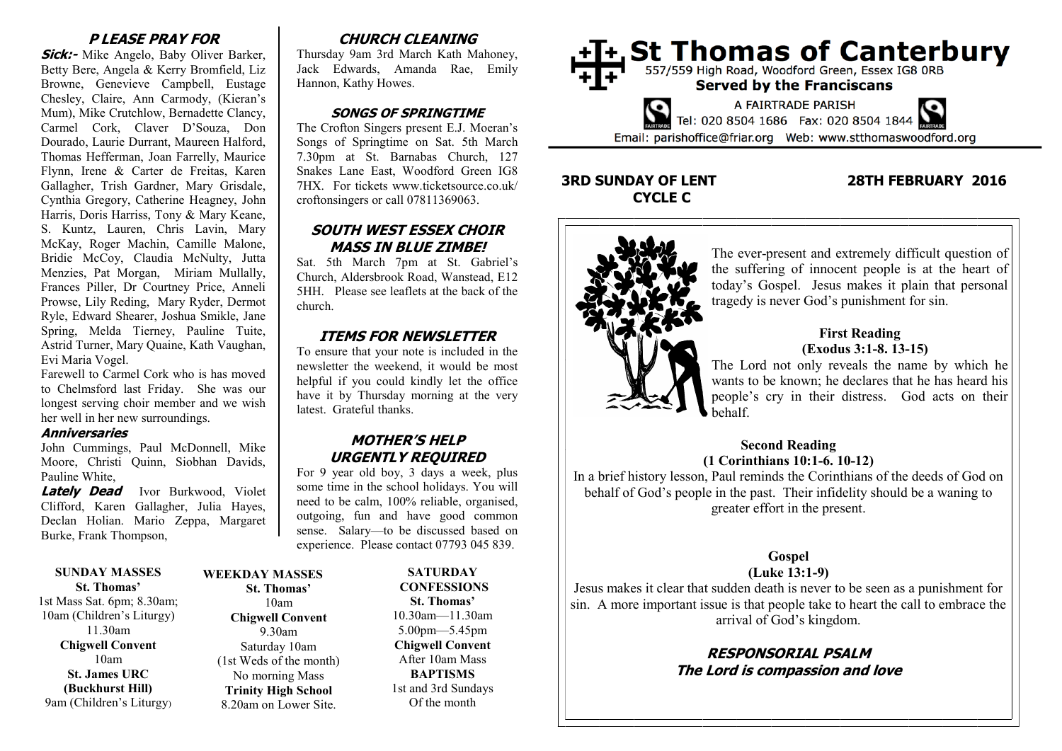## P LEASE PRAY FOR

***Sick:-*** Mike Angelo, Baby Oliver Barker, Betty Bere, Angela & Kerry Bromfield, Liz Browne, Genevieve Campbell, Eustage Chesley, Claire, Ann Carmody, (Kieran's Mum), Mike Crutchlow, Bernadette Clancy, Carmel Cork, Claver D'Souza, Don Dourado, Laurie Durrant, Maureen Halford, Thomas Hefferman, Joan Farrelly, Maurice Flynn, Irene & Carter de Freitas, Karen Gallagher, Trish Gardner, Mary Grisdale, Cynthia Gregory, Catherine Heagney, John Harris, Doris Harriss, Tony & Mary Keane, S. Kuntz, Lauren, Chris Lavin, Mary McKay, Roger Machin, Camille Malone, Bridie McCoy, Claudia McNulty, Jutta Menzies, Pat Morgan, Miriam Mullally, Frances Piller, Dr Courtney Price, Anneli Prowse, Lily Reding, Mary Ryder, Dermot Ryle, Edward Shearer, Joshua Smikle, Jane Spring, Melda Tierney, Pauline Tuite, Astrid Turner, Mary Quaine, Kath Vaughan, Evi Maria Vogel.

Farewell to Carmel Cork who is has moved to Chelmsford last Friday. She was our longest serving choir member and we wish her well in her new surroundings.

***Anniversaries***

John Cummings, Paul McDonnell, Mike Moore, Christi Quinn, Siobhan Davids, Pauline White,

***Lately Dead*** Ivor Burkwood, Violet Clifford, Karen Gallagher, Julia Hayes, Declan Holian. Mario Zeppa, Margaret Burke, Frank Thompson,

## CHURCH CLEANING

Thursday 9am 3rd March Kath Mahoney, Jack Edwards, Amanda Rae, Emily Hannon, Kathy Howes.

## SONGS OF SPRINGTIME

The Crofton Singers present E.J. Moeran's Songs of Springtime on Sat. 5th March 7.30pm at St. Barnabas Church, 127 Snakes Lane East, Woodford Green IG8 7HX. For tickets www.ticketsource.co.uk/croftonsingers or call 07811369063.

## SOUTH WEST ESSEX CHOIR MASS IN BLUE ZIMBE!

Sat. 5th March 7pm at St. Gabriel's Church, Aldersbrook Road, Wanstead, E12 5HH. Please see leaflets at the back of the church.

## ITEMS FOR NEWSLETTER

To ensure that your note is included in the newsletter the weekend, it would be most helpful if you could kindly let the office have it by Thursday morning at the very latest. Grateful thanks.

## MOTHER'S HELP URGENTLY REQUIRED

For 9 year old boy, 3 days a week, plus some time in the school holidays. You will need to be calm, 100% reliable, organised, outgoing, fun and have good common sense. Salary—to be discussed based on experience. Please contact 07793 045 839.

**SUNDAY MASSES**
**St. Thomas'**
1st Mass Sat. 6pm; 8.30am;
10am (Children's Liturgy)
11.30am
**Chigwell Convent**
10am
**St. James URC (Buckhurst Hill)**
9am (Children's Liturgy)

**WEEKDAY MASSES**
**St. Thomas'**
10am
**Chigwell Convent**
9.30am
Saturday 10am
(1st Weds of the month)
No morning Mass
**Trinity High School**
8.20am on Lower Site.

**SATURDAY CONFESSIONS**
**St. Thomas'**
10.30am—11.30am
5.00pm—5.45pm
**Chigwell Convent**
After 10am Mass
**BAPTISMS**
1st and 3rd Sundays
Of the month

# St Thomas of Canterbury

557/559 High Road, Woodford Green, Essex IG8 0RB

**Served by the Franciscans**

A FAIRTRADE PARISH

Tel: 020 8504 1686 Fax: 020 8504 1844

Email: parishoffice@friar.org Web: www.stthomaswoodford.org

**3RD SUNDAY OF LENT**
**CYCLE C**

**28TH FEBRUARY 2016**

The ever-present and extremely difficult question of the suffering of innocent people is at the heart of today's Gospel. Jesus makes it plain that personal tragedy is never God's punishment for sin.

**First Reading**
**(Exodus 3:1-8. 13-15)**

The Lord not only reveals the name by which he wants to be known; he declares that he has heard his people's cry in their distress. God acts on their behalf.

**Second Reading**
**(1 Corinthians 10:1-6. 10-12)**

In a brief history lesson, Paul reminds the Corinthians of the deeds of God on behalf of God's people in the past. Their infidelity should be a waning to greater effort in the present.

**Gospel**
**(Luke 13:1-9)**

Jesus makes it clear that sudden death is never to be seen as a punishment for sin. A more important issue is that people take to heart the call to embrace the arrival of God's kingdom.

***RESPONSORIAL PSALM***
***The Lord is compassion and love***